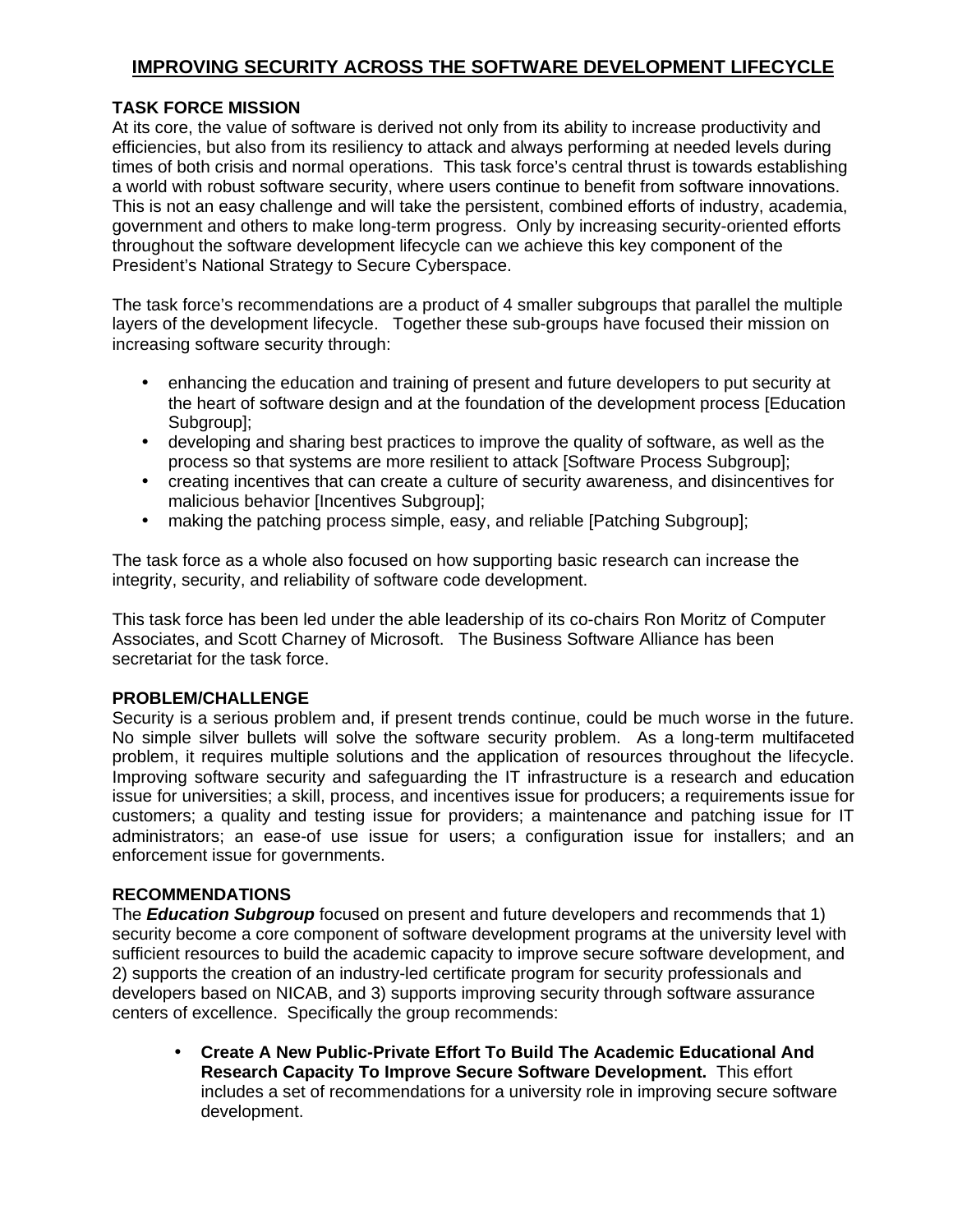# IMPROVING SECURITY ACROSS THE SOFTWARE DEVELOPMENT LIFECYCLE

## TASK FORCE MISSION

At its core, the value of software is derived not only from its ability to increase productivity and efficiencies, but also from its resiliency to attack and always performing at needed levels during times of both crisis and normal operations. This task force's central thrust is towards establishing a world with robust software security, where users continue to benefit from software innovations. This is not an easy challenge and will take the persistent, combined efforts of industry, academia, government and others to make long-term progress. Only by increasing security-oriented efforts throughout the software development lifecycle can we achieve this key component of the President's National Strategy to Secure Cyberspace.

The task force's recommendations are a product of 4 smaller subgroups that parallel the multiple layers of the development lifecycle. Together these sub-groups have focused their mission on increasing software security through:

- enhancing the education and training of present and future developers to put security at the heart of software design and at the foundation of the development process [Education Subgroup];
- developing and sharing best practices to improve the quality of software, as well as the process so that systems are more resilient to attack [Software Process Subgroup];
- creating incentives that can create a culture of security awareness, and disincentives for malicious behavior [Incentives Subgroup];
- making the patching process simple, easy, and reliable [Patching Subgroup];

The task force as a whole also focused on how supporting basic research can increase the integrity, security, and reliability of software code development.

This task force has been led under the able leadership of its co-chairs Ron Moritz of Computer Associates, and Scott Charney of Microsoft. The Business Software Alliance has been secretariat for the task force.

## PROBLEM/CHALLENGE

Security is a serious problem and, if present trends continue, could be much worse in the future. No simple silver bullets will solve the software security problem. As a long-term multifaceted problem, it requires multiple solutions and the application of resources throughout the lifecycle. Improving software security and safeguarding the IT infrastructure is a research and education issue for universities; a skill, process, and incentives issue for producers; a requirements issue for customers; a quality and testing issue for providers; a maintenance and patching issue for IT administrators; an ease-of use issue for users; a configuration issue for installers; and an enforcement issue for governments.

## RECOMMENDATIONS

The ***Education Subgroup*** focused on present and future developers and recommends that 1) security become a core component of software development programs at the university level with sufficient resources to build the academic capacity to improve secure software development, and 2) supports the creation of an industry-led certificate program for security professionals and developers based on NICAB, and 3) supports improving security through software assurance centers of excellence. Specifically the group recommends:

- **Create A New Public-Private Effort To Build The Academic Educational And Research Capacity To Improve Secure Software Development.** This effort includes a set of recommendations for a university role in improving secure software development.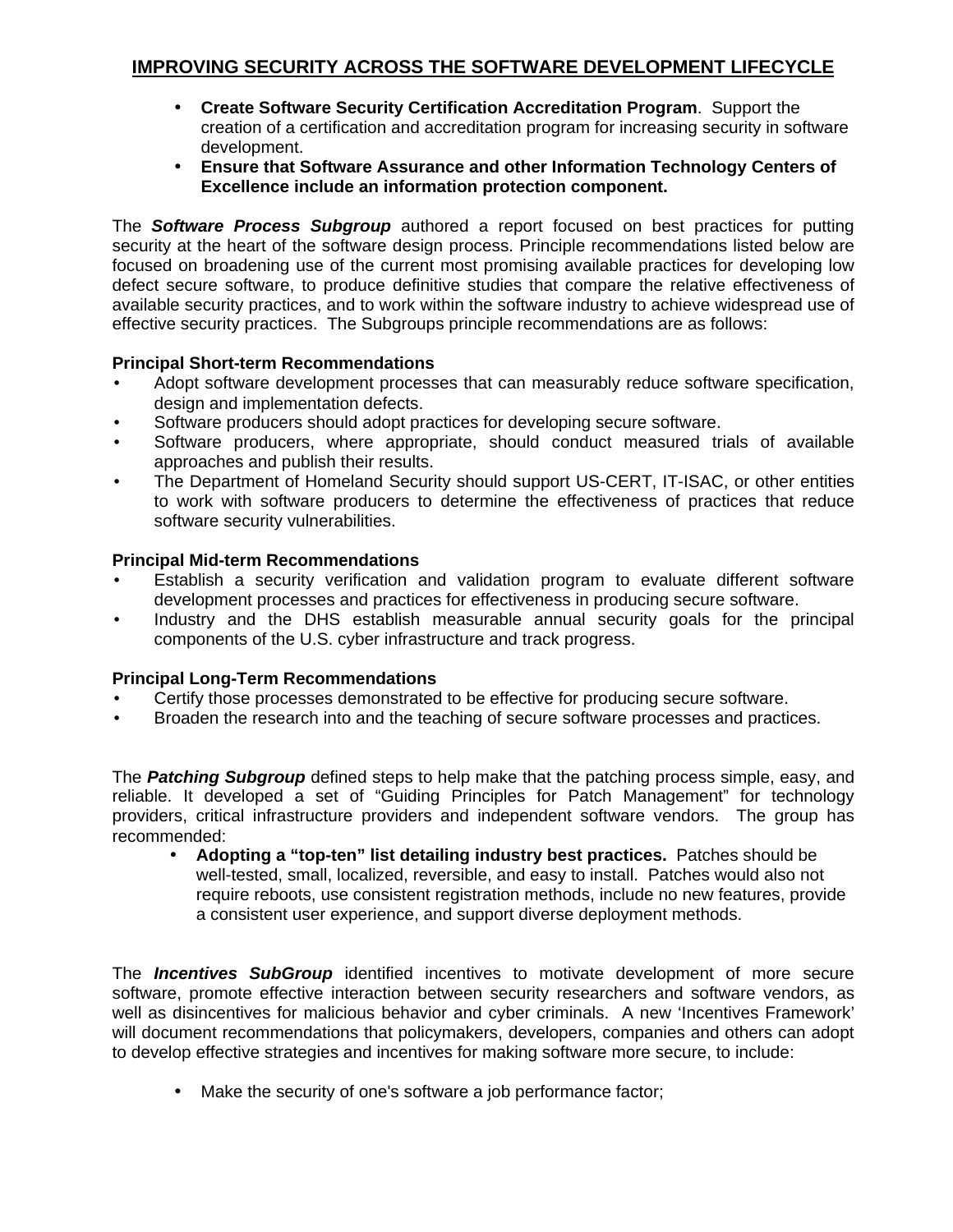## IMPROVING SECURITY ACROSS THE SOFTWARE DEVELOPMENT LIFECYCLE

- **Create Software Security Certification Accreditation Program**. Support the creation of a certification and accreditation program for increasing security in software development.
- **Ensure that Software Assurance and other Information Technology Centers of Excellence include an information protection component.**

The ***Software Process Subgroup*** authored a report focused on best practices for putting security at the heart of the software design process. Principle recommendations listed below are focused on broadening use of the current most promising available practices for developing low defect secure software, to produce definitive studies that compare the relative effectiveness of available security practices, and to work within the software industry to achieve widespread use of effective security practices. The Subgroups principle recommendations are as follows:

**Principal Short-term Recommendations**

- Adopt software development processes that can measurably reduce software specification, design and implementation defects.
- Software producers should adopt practices for developing secure software.
- Software producers, where appropriate, should conduct measured trials of available approaches and publish their results.
- The Department of Homeland Security should support US-CERT, IT-ISAC, or other entities to work with software producers to determine the effectiveness of practices that reduce software security vulnerabilities.

**Principal Mid-term Recommendations**

- Establish a security verification and validation program to evaluate different software development processes and practices for effectiveness in producing secure software.
- Industry and the DHS establish measurable annual security goals for the principal components of the U.S. cyber infrastructure and track progress.

**Principal Long-Term Recommendations**

- Certify those processes demonstrated to be effective for producing secure software.
- Broaden the research into and the teaching of secure software processes and practices.

The ***Patching Subgroup*** defined steps to help make that the patching process simple, easy, and reliable. It developed a set of "Guiding Principles for Patch Management" for technology providers, critical infrastructure providers and independent software vendors. The group has recommended:

- **Adopting a "top-ten" list detailing industry best practices.** Patches should be well-tested, small, localized, reversible, and easy to install. Patches would also not require reboots, use consistent registration methods, include no new features, provide a consistent user experience, and support diverse deployment methods.

The ***Incentives SubGroup*** identified incentives to motivate development of more secure software, promote effective interaction between security researchers and software vendors, as well as disincentives for malicious behavior and cyber criminals. A new 'Incentives Framework' will document recommendations that policymakers, developers, companies and others can adopt to develop effective strategies and incentives for making software more secure, to include:

- Make the security of one's software a job performance factor;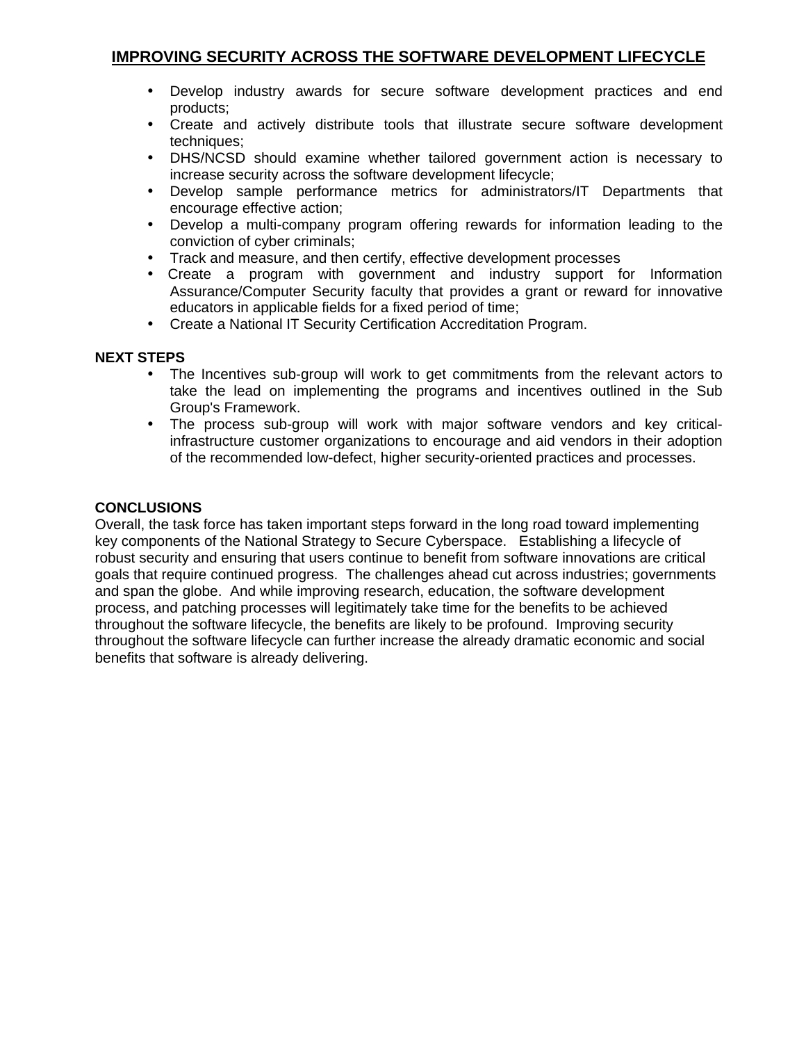- Develop industry awards for secure software development practices and end products;
- Create and actively distribute tools that illustrate secure software development techniques;
- DHS/NCSD should examine whether tailored government action is necessary to increase security across the software development lifecycle;
- Develop sample performance metrics for administrators/IT Departments that encourage effective action;
- Develop a multi-company program offering rewards for information leading to the conviction of cyber criminals;
- Track and measure, and then certify, effective development processes
- Create a program with government and industry support for Information Assurance/Computer Security faculty that provides a grant or reward for innovative educators in applicable fields for a fixed period of time;
- Create a National IT Security Certification Accreditation Program.

**NEXT STEPS**

- The Incentives sub-group will work to get commitments from the relevant actors to take the lead on implementing the programs and incentives outlined in the Sub Group's Framework.
- The process sub-group will work with major software vendors and key critical-infrastructure customer organizations to encourage and aid vendors in their adoption of the recommended low-defect, higher security-oriented practices and processes.

**CONCLUSIONS**

Overall, the task force has taken important steps forward in the long road toward implementing key components of the National Strategy to Secure Cyberspace. Establishing a lifecycle of robust security and ensuring that users continue to benefit from software innovations are critical goals that require continued progress. The challenges ahead cut across industries; governments and span the globe. And while improving research, education, the software development process, and patching processes will legitimately take time for the benefits to be achieved throughout the software lifecycle, the benefits are likely to be profound. Improving security throughout the software lifecycle can further increase the already dramatic economic and social benefits that software is already delivering.